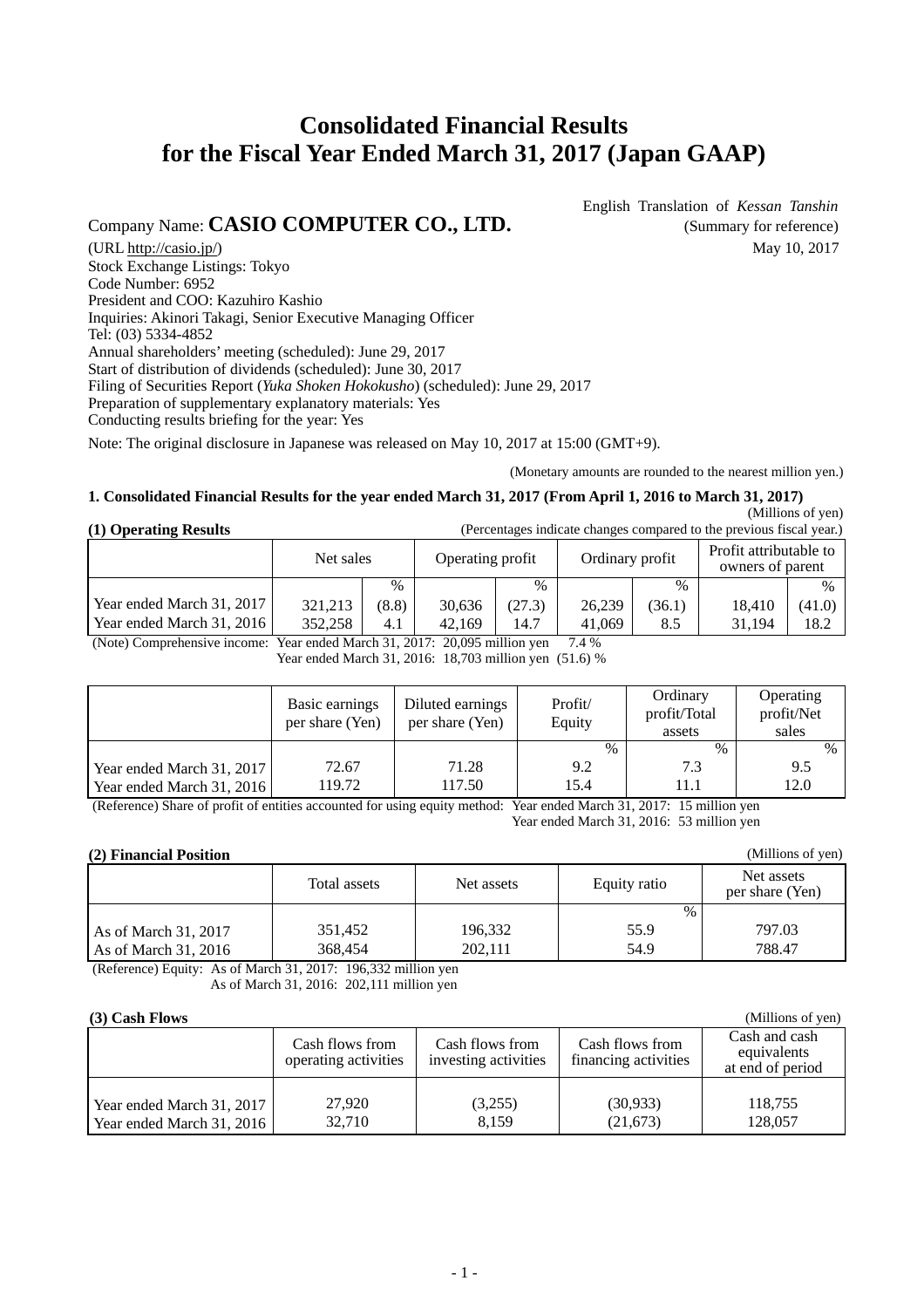# Consolidated Financial Results for the Fiscal Year Ended March 31, 2017 (Japan GAAP)

English Translation of *Kessan Tanshin*
(Summary for reference)
May 10, 2017

Company Name: **CASIO COMPUTER CO., LTD.**
(URL http://casio.jp/)
Stock Exchange Listings: Tokyo
Code Number: 6952
President and COO: Kazuhiro Kashio
Inquiries: Akinori Takagi, Senior Executive Managing Officer
Tel: (03) 5334-4852
Annual shareholders' meeting (scheduled): June 29, 2017
Start of distribution of dividends (scheduled): June 30, 2017
Filing of Securities Report (*Yuka Shoken Hokokusho*) (scheduled): June 29, 2017
Preparation of supplementary explanatory materials: Yes
Conducting results briefing for the year: Yes

Note: The original disclosure in Japanese was released on May 10, 2017 at 15:00 (GMT+9).

(Monetary amounts are rounded to the nearest million yen.)

## 1. Consolidated Financial Results for the year ended March 31, 2017 (From April 1, 2016 to March 31, 2017)

(Millions of yen)

### (1) Operating Results

(Percentages indicate changes compared to the previous fiscal year.)

| | Net sales | | Operating profit | | Ordinary profit | | Profit attributable to owners of parent | |
|---|---|---|---|---|---|---|---|---|
| | | % | | % | | % | | % |
| Year ended March 31, 2017 | 321,213 | (8.8) | 30,636 | (27.3) | 26,239 | (36.1) | 18,410 | (41.0) |
| Year ended March 31, 2016 | 352,258 | 4.1 | 42,169 | 14.7 | 41,069 | 8.5 | 31,194 | 18.2 |

(Note) Comprehensive income: Year ended March 31, 2017: 20,095 million yen 7.4 %
Year ended March 31, 2016: 18,703 million yen (51.6) %

| | Basic earnings per share (Yen) | Diluted earnings per share (Yen) | Profit/ Equity | Ordinary profit/Total assets | Operating profit/Net sales |
|---|---|---|---|---|---|
| | | | % | % | % |
| Year ended March 31, 2017 | 72.67 | 71.28 | 9.2 | 7.3 | 9.5 |
| Year ended March 31, 2016 | 119.72 | 117.50 | 15.4 | 11.1 | 12.0 |

(Reference) Share of profit of entities accounted for using equity method: Year ended March 31, 2017: 15 million yen
Year ended March 31, 2016: 53 million yen

### (2) Financial Position

(Millions of yen)

| | Total assets | Net assets | Equity ratio | Net assets per share (Yen) |
|---|---|---|---|---|
| | | | % | |
| As of March 31, 2017 | 351,452 | 196,332 | 55.9 | 797.03 |
| As of March 31, 2016 | 368,454 | 202,111 | 54.9 | 788.47 |

(Reference) Equity: As of March 31, 2017: 196,332 million yen
As of March 31, 2016: 202,111 million yen

### (3) Cash Flows

(Millions of yen)

| | Cash flows from operating activities | Cash flows from investing activities | Cash flows from financing activities | Cash and cash equivalents at end of period |
|---|---|---|---|---|
| Year ended March 31, 2017 | 27,920 | (3,255) | (30,933) | 118,755 |
| Year ended March 31, 2016 | 32,710 | 8,159 | (21,673) | 128,057 |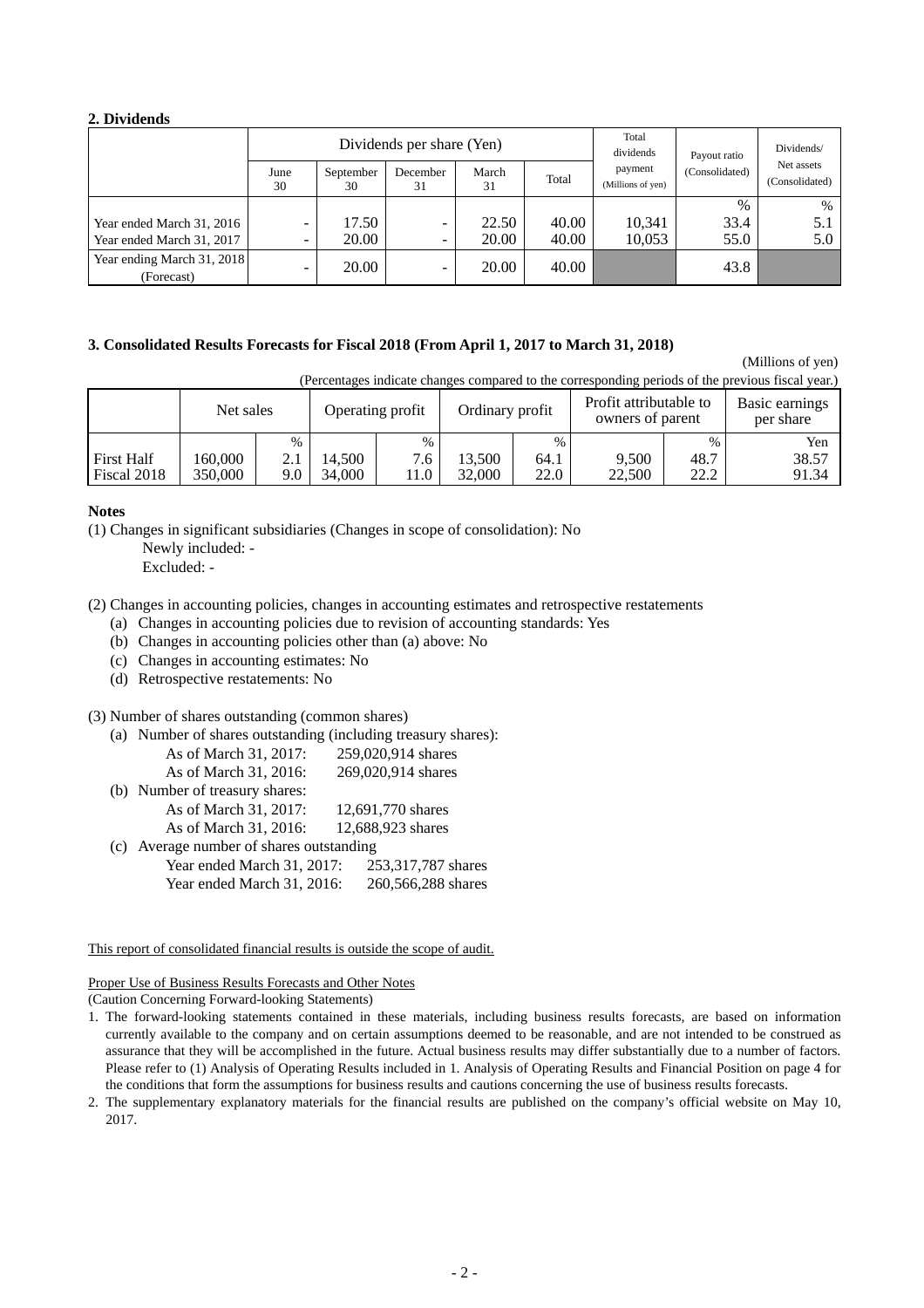**2. Dividends**

| | Dividends per share (Yen) | | | | | Total dividends payment (Millions of yen) | Payout ratio (Consolidated) | Dividends/ Net assets (Consolidated) |
|---|---|---|---|---|---|---|---|---|
| | June 30 | September 30 | December 31 | March 31 | Total | | | |
| | | | | | | | % | % |
| Year ended March 31, 2016 | - | 17.50 | - | 22.50 | 40.00 | 10,341 | 33.4 | 5.1 |
| Year ended March 31, 2017 | - | 20.00 | - | 20.00 | 40.00 | 10,053 | 55.0 | 5.0 |
| Year ending March 31, 2018 (Forecast) | - | 20.00 | - | 20.00 | 40.00 | | 43.8 | |

**3. Consolidated Results Forecasts for Fiscal 2018 (From April 1, 2017 to March 31, 2018)**

(Millions of yen)

(Percentages indicate changes compared to the corresponding periods of the previous fiscal year.)

| | Net sales | | Operating profit | | Ordinary profit | | Profit attributable to owners of parent | | Basic earnings per share |
|---|---|---|---|---|---|---|---|---|---|
| | | % | | % | | % | | % | Yen |
| First Half | 160,000 | 2.1 | 14,500 | 7.6 | 13,500 | 64.1 | 9,500 | 48.7 | 38.57 |
| Fiscal 2018 | 350,000 | 9.0 | 34,000 | 11.0 | 32,000 | 22.0 | 22,500 | 22.2 | 91.34 |

**Notes**

(1) Changes in significant subsidiaries (Changes in scope of consolidation): No
Newly included: -
Excluded: -

(2) Changes in accounting policies, changes in accounting estimates and retrospective restatements
- (a) Changes in accounting policies due to revision of accounting standards: Yes
- (b) Changes in accounting policies other than (a) above: No
- (c) Changes in accounting estimates: No
- (d) Retrospective restatements: No

(3) Number of shares outstanding (common shares)
- (a) Number of shares outstanding (including treasury shares):
  - As of March 31, 2017: 259,020,914 shares
  - As of March 31, 2016: 269,020,914 shares
- (b) Number of treasury shares:
  - As of March 31, 2017: 12,691,770 shares
  - As of March 31, 2016: 12,688,923 shares
- (c) Average number of shares outstanding
  - Year ended March 31, 2017: 253,317,787 shares
  - Year ended March 31, 2016: 260,566,288 shares

This report of consolidated financial results is outside the scope of audit.

Proper Use of Business Results Forecasts and Other Notes
(Caution Concerning Forward-looking Statements)

1. The forward-looking statements contained in these materials, including business results forecasts, are based on information currently available to the company and on certain assumptions deemed to be reasonable, and are not intended to be construed as assurance that they will be accomplished in the future. Actual business results may differ substantially due to a number of factors. Please refer to (1) Analysis of Operating Results included in 1. Analysis of Operating Results and Financial Position on page 4 for the conditions that form the assumptions for business results and cautions concerning the use of business results forecasts.
2. The supplementary explanatory materials for the financial results are published on the company's official website on May 10, 2017.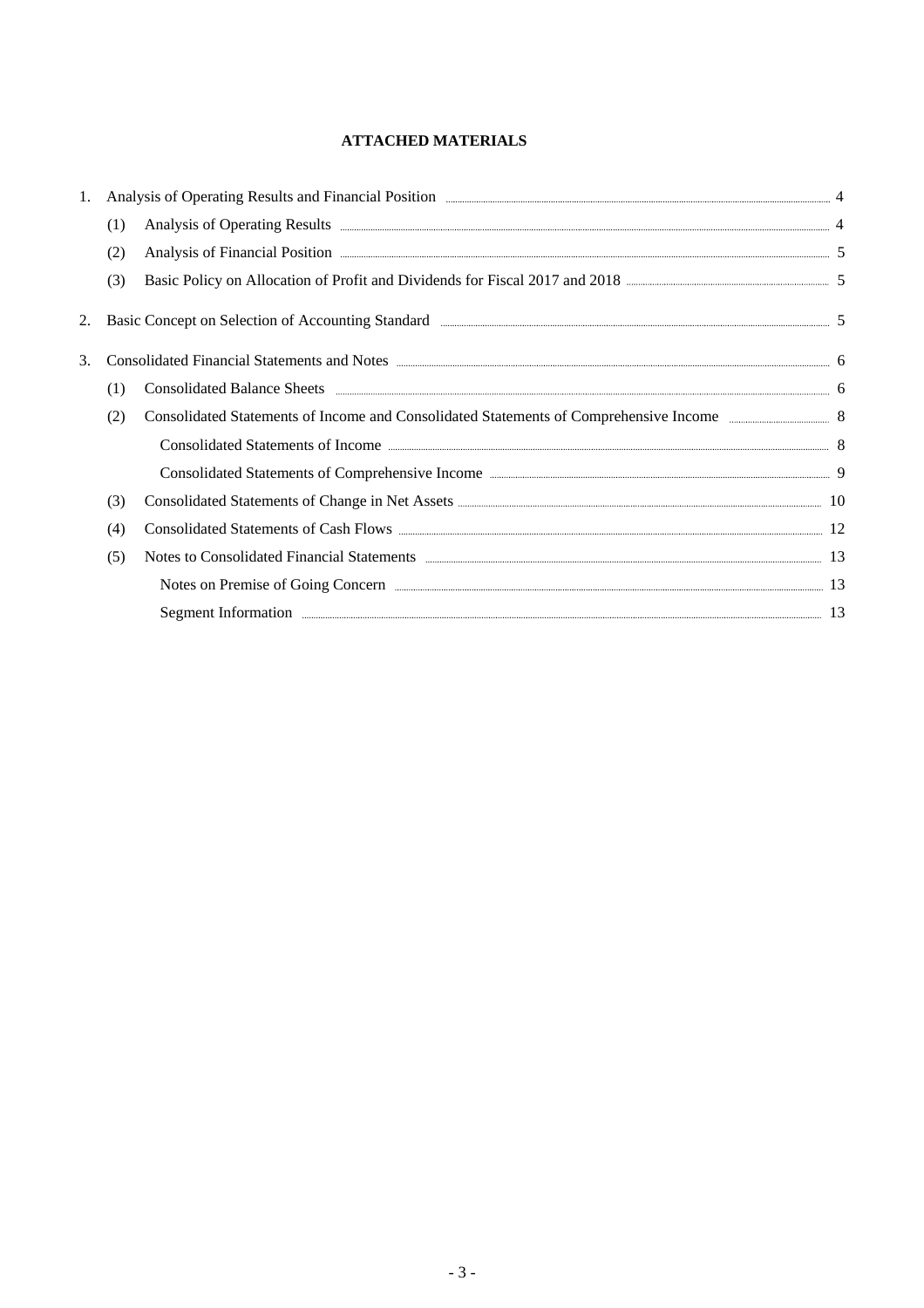## ATTACHED MATERIALS

1. Analysis of Operating Results and Financial Position ..... 4
   - (1) Analysis of Operating Results ..... 4
   - (2) Analysis of Financial Position ..... 5
   - (3) Basic Policy on Allocation of Profit and Dividends for Fiscal 2017 and 2018 ..... 5
2. Basic Concept on Selection of Accounting Standard ..... 5
3. Consolidated Financial Statements and Notes ..... 6
   - (1) Consolidated Balance Sheets ..... 6
   - (2) Consolidated Statements of Income and Consolidated Statements of Comprehensive Income ..... 8
     - Consolidated Statements of Income ..... 8
     - Consolidated Statements of Comprehensive Income ..... 9
   - (3) Consolidated Statements of Change in Net Assets ..... 10
   - (4) Consolidated Statements of Cash Flows ..... 12
   - (5) Notes to Consolidated Financial Statements ..... 13
     - Notes on Premise of Going Concern ..... 13
     - Segment Information ..... 13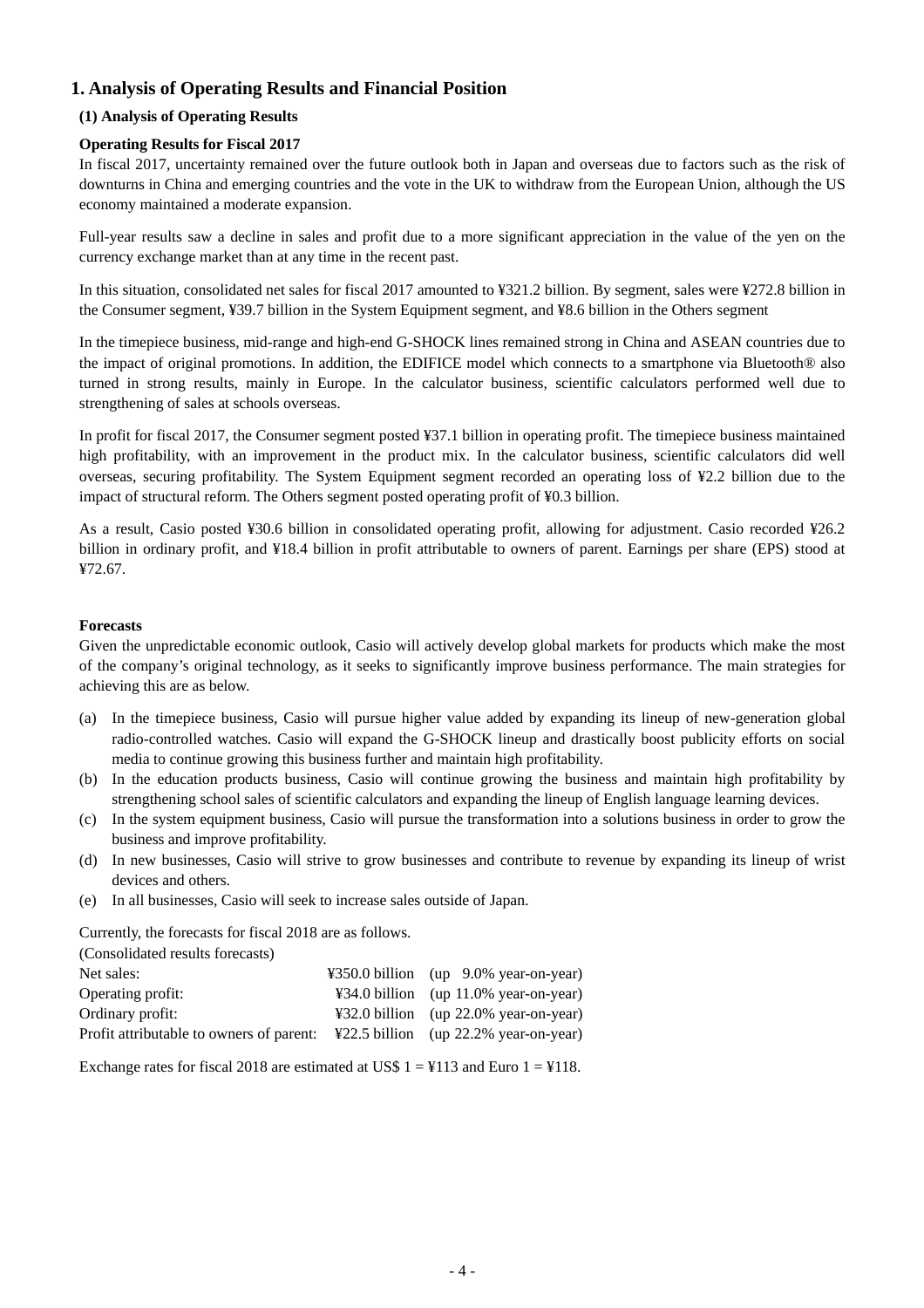# 1. Analysis of Operating Results and Financial Position

## (1) Analysis of Operating Results

### Operating Results for Fiscal 2017

In fiscal 2017, uncertainty remained over the future outlook both in Japan and overseas due to factors such as the risk of downturns in China and emerging countries and the vote in the UK to withdraw from the European Union, although the US economy maintained a moderate expansion.

Full-year results saw a decline in sales and profit due to a more significant appreciation in the value of the yen on the currency exchange market than at any time in the recent past.

In this situation, consolidated net sales for fiscal 2017 amounted to ¥321.2 billion. By segment, sales were ¥272.8 billion in the Consumer segment, ¥39.7 billion in the System Equipment segment, and ¥8.6 billion in the Others segment

In the timepiece business, mid-range and high-end G-SHOCK lines remained strong in China and ASEAN countries due to the impact of original promotions. In addition, the EDIFICE model which connects to a smartphone via Bluetooth® also turned in strong results, mainly in Europe. In the calculator business, scientific calculators performed well due to strengthening of sales at schools overseas.

In profit for fiscal 2017, the Consumer segment posted ¥37.1 billion in operating profit. The timepiece business maintained high profitability, with an improvement in the product mix. In the calculator business, scientific calculators did well overseas, securing profitability. The System Equipment segment recorded an operating loss of ¥2.2 billion due to the impact of structural reform. The Others segment posted operating profit of ¥0.3 billion.

As a result, Casio posted ¥30.6 billion in consolidated operating profit, allowing for adjustment. Casio recorded ¥26.2 billion in ordinary profit, and ¥18.4 billion in profit attributable to owners of parent. Earnings per share (EPS) stood at ¥72.67.

### Forecasts

Given the unpredictable economic outlook, Casio will actively develop global markets for products which make the most of the company's original technology, as it seeks to significantly improve business performance. The main strategies for achieving this are as below.

(a) In the timepiece business, Casio will pursue higher value added by expanding its lineup of new-generation global radio-controlled watches. Casio will expand the G-SHOCK lineup and drastically boost publicity efforts on social media to continue growing this business further and maintain high profitability.
(b) In the education products business, Casio will continue growing the business and maintain high profitability by strengthening school sales of scientific calculators and expanding the lineup of English language learning devices.
(c) In the system equipment business, Casio will pursue the transformation into a solutions business in order to grow the business and improve profitability.
(d) In new businesses, Casio will strive to grow businesses and contribute to revenue by expanding its lineup of wrist devices and others.
(e) In all businesses, Casio will seek to increase sales outside of Japan.

Currently, the forecasts for fiscal 2018 are as follows.

(Consolidated results forecasts)

| | | |
|---|---|---|
| Net sales: | ¥350.0 billion | (up 9.0% year-on-year) |
| Operating profit: | ¥34.0 billion | (up 11.0% year-on-year) |
| Ordinary profit: | ¥32.0 billion | (up 22.0% year-on-year) |
| Profit attributable to owners of parent: | ¥22.5 billion | (up 22.2% year-on-year) |

Exchange rates for fiscal 2018 are estimated at US$ 1 = ¥113 and Euro 1 = ¥118.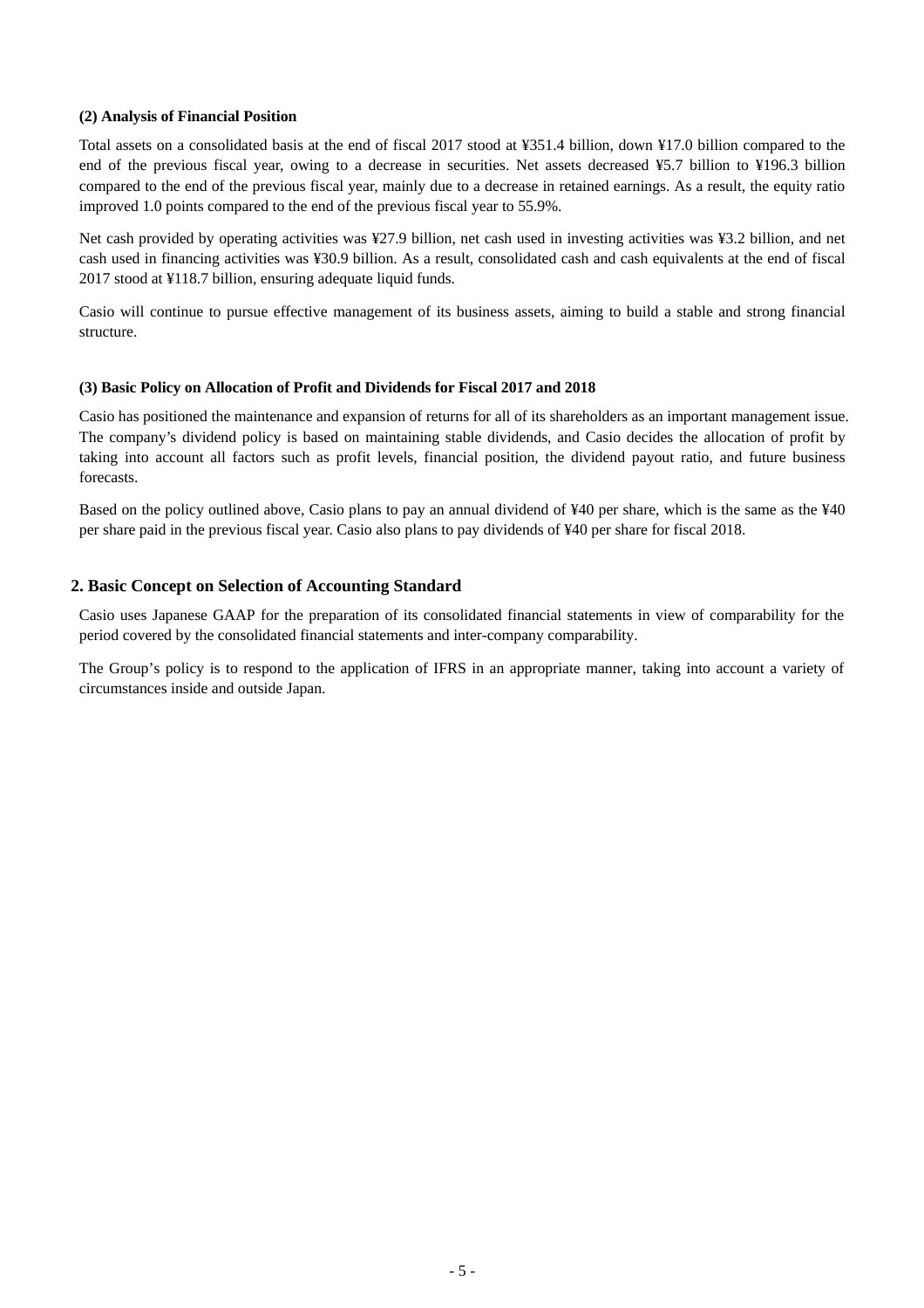### (2) Analysis of Financial Position

Total assets on a consolidated basis at the end of fiscal 2017 stood at ¥351.4 billion, down ¥17.0 billion compared to the end of the previous fiscal year, owing to a decrease in securities. Net assets decreased ¥5.7 billion to ¥196.3 billion compared to the end of the previous fiscal year, mainly due to a decrease in retained earnings. As a result, the equity ratio improved 1.0 points compared to the end of the previous fiscal year to 55.9%.

Net cash provided by operating activities was ¥27.9 billion, net cash used in investing activities was ¥3.2 billion, and net cash used in financing activities was ¥30.9 billion. As a result, consolidated cash and cash equivalents at the end of fiscal 2017 stood at ¥118.7 billion, ensuring adequate liquid funds.

Casio will continue to pursue effective management of its business assets, aiming to build a stable and strong financial structure.

### (3) Basic Policy on Allocation of Profit and Dividends for Fiscal 2017 and 2018

Casio has positioned the maintenance and expansion of returns for all of its shareholders as an important management issue. The company's dividend policy is based on maintaining stable dividends, and Casio decides the allocation of profit by taking into account all factors such as profit levels, financial position, the dividend payout ratio, and future business forecasts.

Based on the policy outlined above, Casio plans to pay an annual dividend of ¥40 per share, which is the same as the ¥40 per share paid in the previous fiscal year. Casio also plans to pay dividends of ¥40 per share for fiscal 2018.

## 2. Basic Concept on Selection of Accounting Standard

Casio uses Japanese GAAP for the preparation of its consolidated financial statements in view of comparability for the period covered by the consolidated financial statements and inter-company comparability.

The Group's policy is to respond to the application of IFRS in an appropriate manner, taking into account a variety of circumstances inside and outside Japan.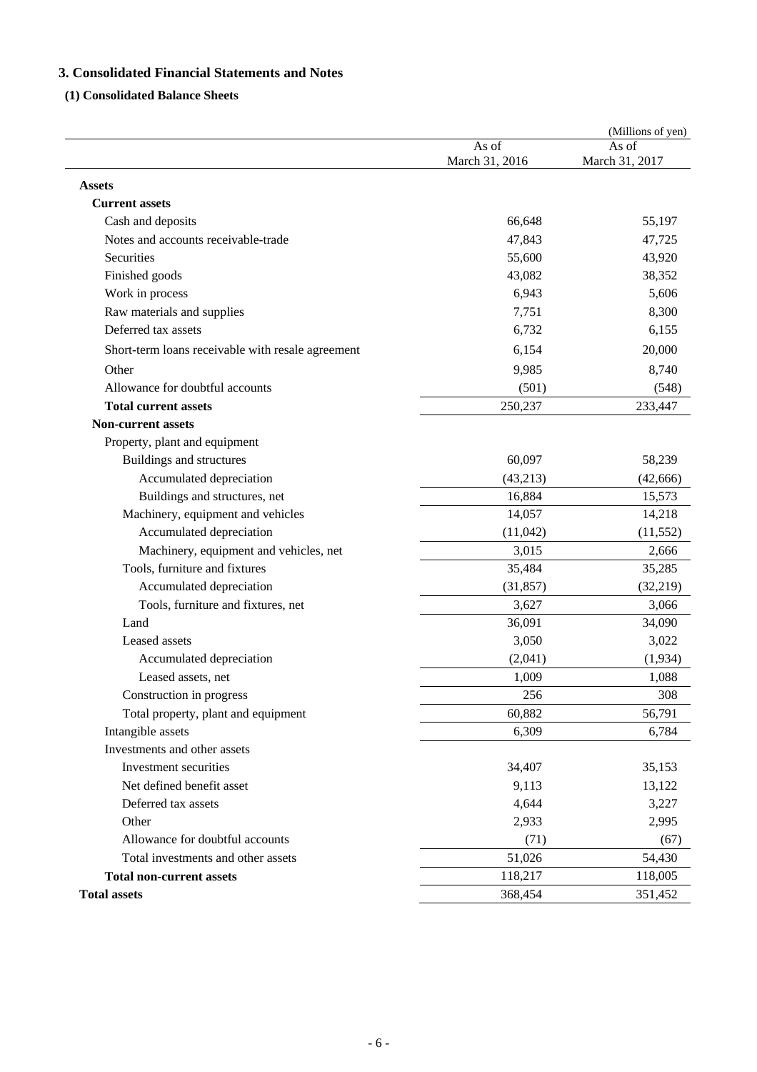## 3. Consolidated Financial Statements and Notes

### (1) Consolidated Balance Sheets

(Millions of yen)

| | As of March 31, 2016 | As of March 31, 2017 |
|---|---|---|
| **Assets** | | |
| **Current assets** | | |
| Cash and deposits | 66,648 | 55,197 |
| Notes and accounts receivable-trade | 47,843 | 47,725 |
| Securities | 55,600 | 43,920 |
| Finished goods | 43,082 | 38,352 |
| Work in process | 6,943 | 5,606 |
| Raw materials and supplies | 7,751 | 8,300 |
| Deferred tax assets | 6,732 | 6,155 |
| Short-term loans receivable with resale agreement | 6,154 | 20,000 |
| Other | 9,985 | 8,740 |
| Allowance for doubtful accounts | (501) | (548) |
| **Total current assets** | 250,237 | 233,447 |
| **Non-current assets** | | |
| Property, plant and equipment | | |
| Buildings and structures | 60,097 | 58,239 |
| Accumulated depreciation | (43,213) | (42,666) |
| Buildings and structures, net | 16,884 | 15,573 |
| Machinery, equipment and vehicles | 14,057 | 14,218 |
| Accumulated depreciation | (11,042) | (11,552) |
| Machinery, equipment and vehicles, net | 3,015 | 2,666 |
| Tools, furniture and fixtures | 35,484 | 35,285 |
| Accumulated depreciation | (31,857) | (32,219) |
| Tools, furniture and fixtures, net | 3,627 | 3,066 |
| Land | 36,091 | 34,090 |
| Leased assets | 3,050 | 3,022 |
| Accumulated depreciation | (2,041) | (1,934) |
| Leased assets, net | 1,009 | 1,088 |
| Construction in progress | 256 | 308 |
| Total property, plant and equipment | 60,882 | 56,791 |
| Intangible assets | 6,309 | 6,784 |
| Investments and other assets | | |
| Investment securities | 34,407 | 35,153 |
| Net defined benefit asset | 9,113 | 13,122 |
| Deferred tax assets | 4,644 | 3,227 |
| Other | 2,933 | 2,995 |
| Allowance for doubtful accounts | (71) | (67) |
| Total investments and other assets | 51,026 | 54,430 |
| **Total non-current assets** | 118,217 | 118,005 |
| **Total assets** | 368,454 | 351,452 |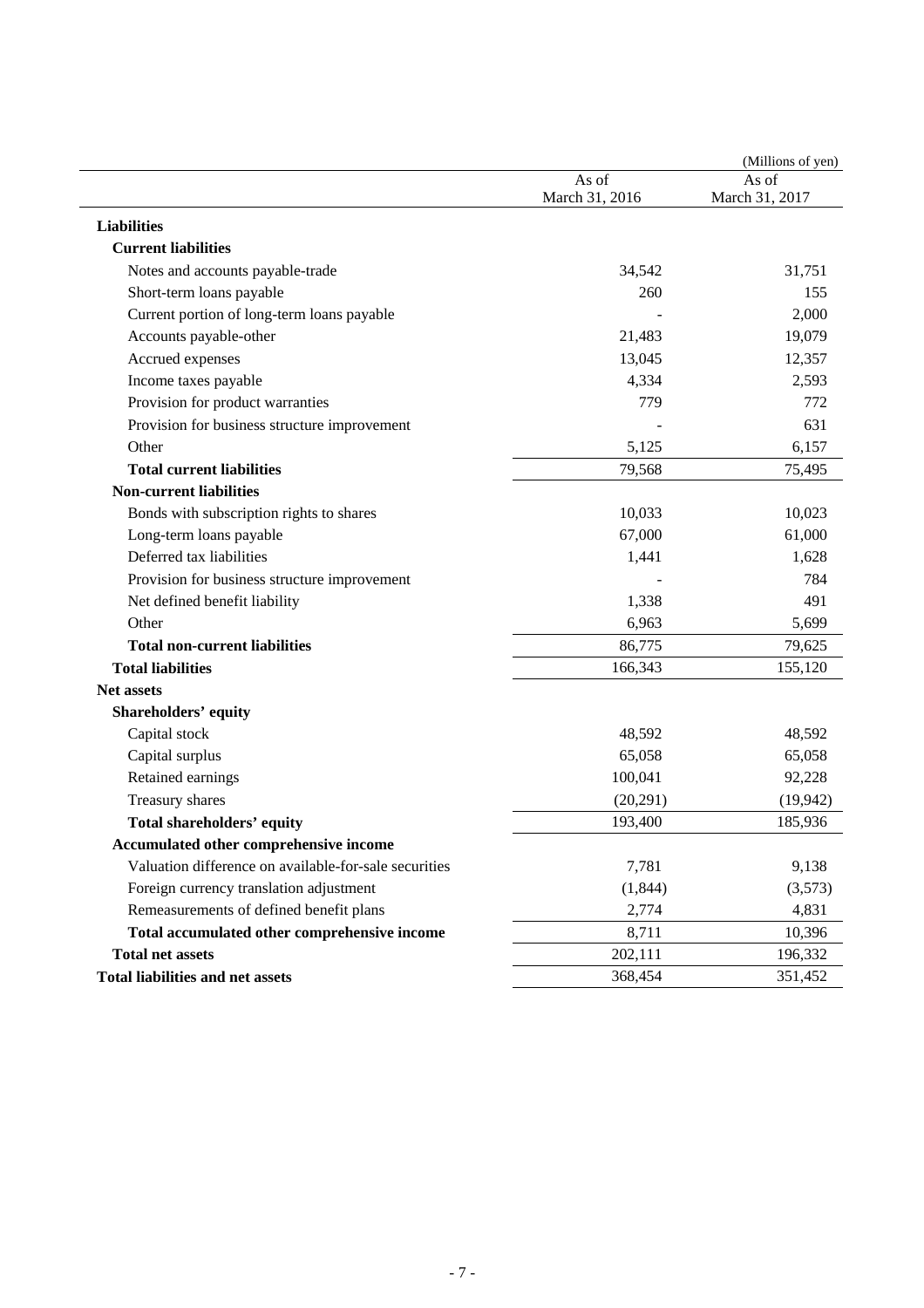(Millions of yen)

| | As of March 31, 2016 | As of March 31, 2017 |
|---|---|---|
| **Liabilities** | | |
| **Current liabilities** | | |
| Notes and accounts payable-trade | 34,542 | 31,751 |
| Short-term loans payable | 260 | 155 |
| Current portion of long-term loans payable | - | 2,000 |
| Accounts payable-other | 21,483 | 19,079 |
| Accrued expenses | 13,045 | 12,357 |
| Income taxes payable | 4,334 | 2,593 |
| Provision for product warranties | 779 | 772 |
| Provision for business structure improvement | - | 631 |
| Other | 5,125 | 6,157 |
| **Total current liabilities** | 79,568 | 75,495 |
| **Non-current liabilities** | | |
| Bonds with subscription rights to shares | 10,033 | 10,023 |
| Long-term loans payable | 67,000 | 61,000 |
| Deferred tax liabilities | 1,441 | 1,628 |
| Provision for business structure improvement | - | 784 |
| Net defined benefit liability | 1,338 | 491 |
| Other | 6,963 | 5,699 |
| **Total non-current liabilities** | 86,775 | 79,625 |
| **Total liabilities** | 166,343 | 155,120 |
| **Net assets** | | |
| **Shareholders' equity** | | |
| Capital stock | 48,592 | 48,592 |
| Capital surplus | 65,058 | 65,058 |
| Retained earnings | 100,041 | 92,228 |
| Treasury shares | (20,291) | (19,942) |
| **Total shareholders' equity** | 193,400 | 185,936 |
| **Accumulated other comprehensive income** | | |
| Valuation difference on available-for-sale securities | 7,781 | 9,138 |
| Foreign currency translation adjustment | (1,844) | (3,573) |
| Remeasurements of defined benefit plans | 2,774 | 4,831 |
| **Total accumulated other comprehensive income** | 8,711 | 10,396 |
| **Total net assets** | 202,111 | 196,332 |
| **Total liabilities and net assets** | 368,454 | 351,452 |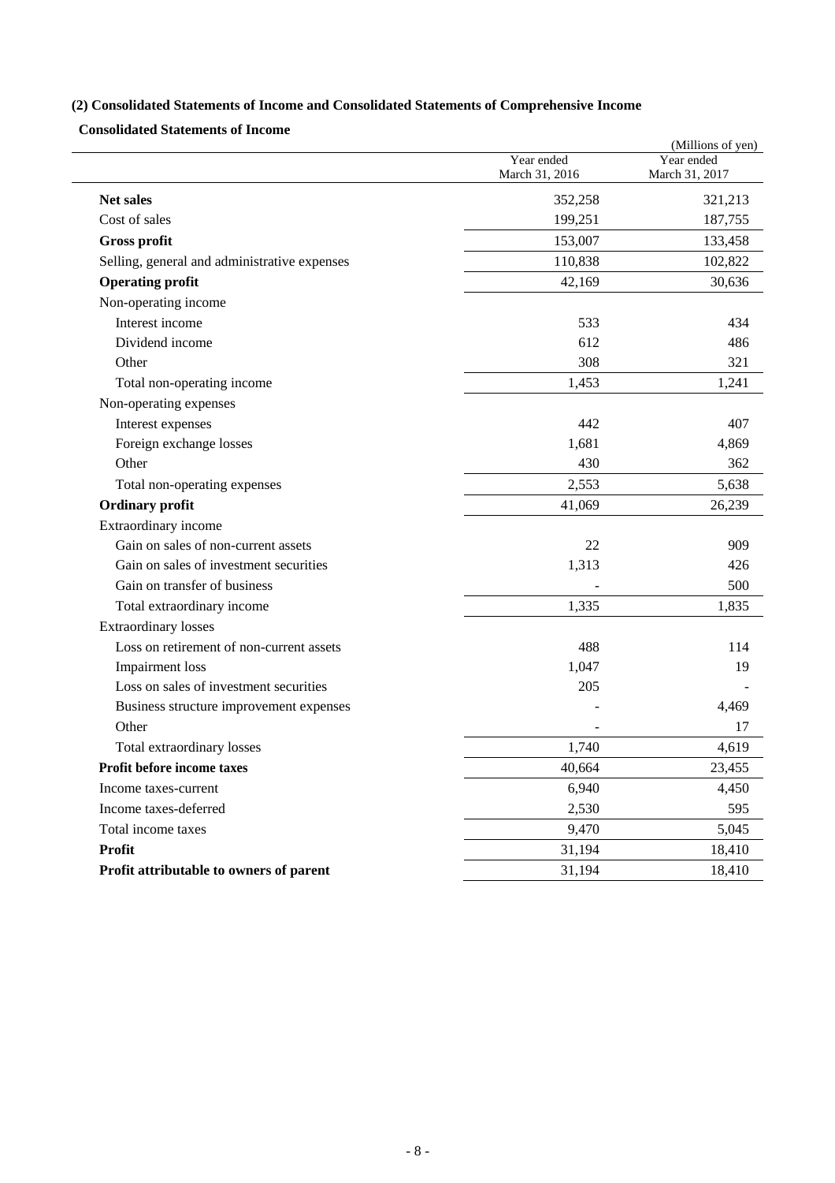### (2) Consolidated Statements of Income and Consolidated Statements of Comprehensive Income

**Consolidated Statements of Income**

(Millions of yen)

| | Year ended March 31, 2016 | Year ended March 31, 2017 |
|---|---|---|
| **Net sales** | 352,258 | 321,213 |
| Cost of sales | 199,251 | 187,755 |
| **Gross profit** | 153,007 | 133,458 |
| Selling, general and administrative expenses | 110,838 | 102,822 |
| **Operating profit** | 42,169 | 30,636 |
| Non-operating income | | |
| Interest income | 533 | 434 |
| Dividend income | 612 | 486 |
| Other | 308 | 321 |
| Total non-operating income | 1,453 | 1,241 |
| Non-operating expenses | | |
| Interest expenses | 442 | 407 |
| Foreign exchange losses | 1,681 | 4,869 |
| Other | 430 | 362 |
| Total non-operating expenses | 2,553 | 5,638 |
| **Ordinary profit** | 41,069 | 26,239 |
| Extraordinary income | | |
| Gain on sales of non-current assets | 22 | 909 |
| Gain on sales of investment securities | 1,313 | 426 |
| Gain on transfer of business | - | 500 |
| Total extraordinary income | 1,335 | 1,835 |
| Extraordinary losses | | |
| Loss on retirement of non-current assets | 488 | 114 |
| Impairment loss | 1,047 | 19 |
| Loss on sales of investment securities | 205 | - |
| Business structure improvement expenses | - | 4,469 |
| Other | - | 17 |
| Total extraordinary losses | 1,740 | 4,619 |
| **Profit before income taxes** | 40,664 | 23,455 |
| Income taxes-current | 6,940 | 4,450 |
| Income taxes-deferred | 2,530 | 595 |
| Total income taxes | 9,470 | 5,045 |
| **Profit** | 31,194 | 18,410 |
| **Profit attributable to owners of parent** | 31,194 | 18,410 |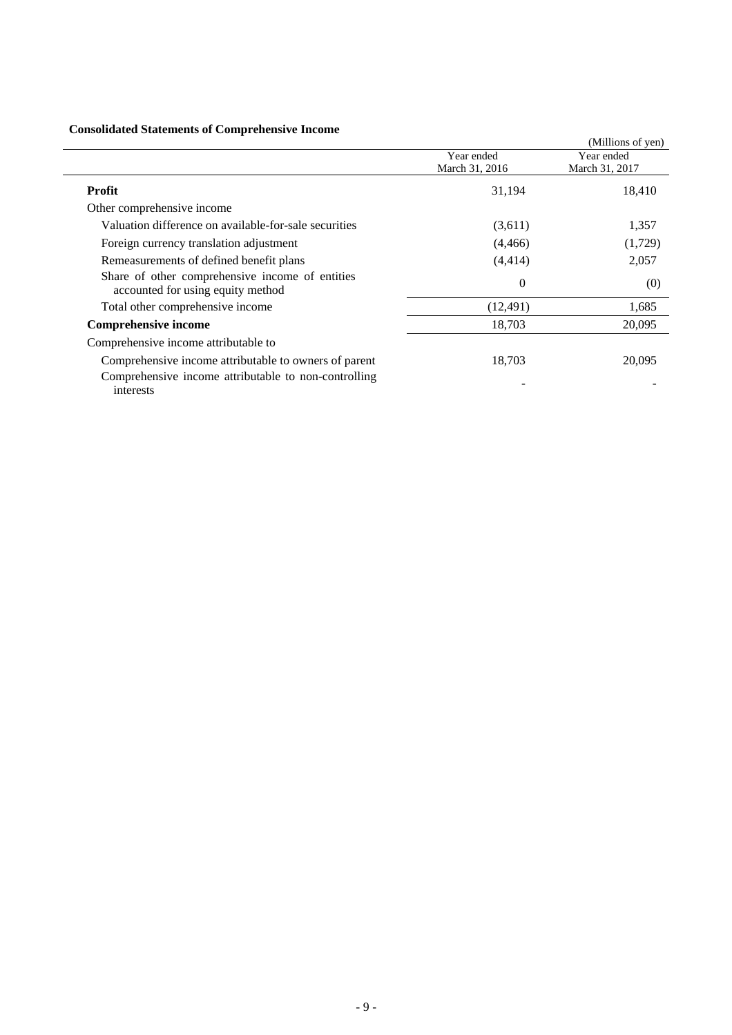## Consolidated Statements of Comprehensive Income

(Millions of yen)

| | Year ended March 31, 2016 | Year ended March 31, 2017 |
|---|---|---|
| **Profit** | 31,194 | 18,410 |
| Other comprehensive income | | |
| Valuation difference on available-for-sale securities | (3,611) | 1,357 |
| Foreign currency translation adjustment | (4,466) | (1,729) |
| Remeasurements of defined benefit plans | (4,414) | 2,057 |
| Share of other comprehensive income of entities accounted for using equity method | 0 | (0) |
| Total other comprehensive income | (12,491) | 1,685 |
| **Comprehensive income** | 18,703 | 20,095 |
| Comprehensive income attributable to | | |
| Comprehensive income attributable to owners of parent | 18,703 | 20,095 |
| Comprehensive income attributable to non-controlling interests | - | - |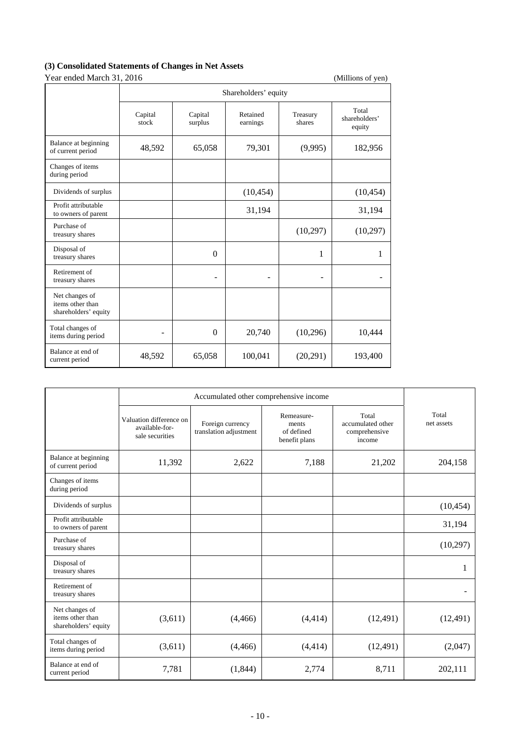### (3) Consolidated Statements of Changes in Net Assets

Year ended March 31, 2016 (Millions of yen)

| | Shareholders' equity | | | | |
|---|---|---|---|---|---|
| | Capital stock | Capital surplus | Retained earnings | Treasury shares | Total shareholders' equity |
| Balance at beginning of current period | 48,592 | 65,058 | 79,301 | (9,995) | 182,956 |
| Changes of items during period | | | | | |
| Dividends of surplus | | | (10,454) | | (10,454) |
| Profit attributable to owners of parent | | | 31,194 | | 31,194 |
| Purchase of treasury shares | | | | (10,297) | (10,297) |
| Disposal of treasury shares | | 0 | | 1 | 1 |
| Retirement of treasury shares | | - | - | - | - |
| Net changes of items other than shareholders' equity | | | | | |
| Total changes of items during period | - | 0 | 20,740 | (10,296) | 10,444 |
| Balance at end of current period | 48,592 | 65,058 | 100,041 | (20,291) | 193,400 |

| | Accumulated other comprehensive income | | | | Total net assets |
|---|---|---|---|---|---|
| | Valuation difference on available-for-sale securities | Foreign currency translation adjustment | Remeasurements of defined benefit plans | Total accumulated other comprehensive income | |
| Balance at beginning of current period | 11,392 | 2,622 | 7,188 | 21,202 | 204,158 |
| Changes of items during period | | | | | |
| Dividends of surplus | | | | | (10,454) |
| Profit attributable to owners of parent | | | | | 31,194 |
| Purchase of treasury shares | | | | | (10,297) |
| Disposal of treasury shares | | | | | 1 |
| Retirement of treasury shares | | | | | - |
| Net changes of items other than shareholders' equity | (3,611) | (4,466) | (4,414) | (12,491) | (12,491) |
| Total changes of items during period | (3,611) | (4,466) | (4,414) | (12,491) | (2,047) |
| Balance at end of current period | 7,781 | (1,844) | 2,774 | 8,711 | 202,111 |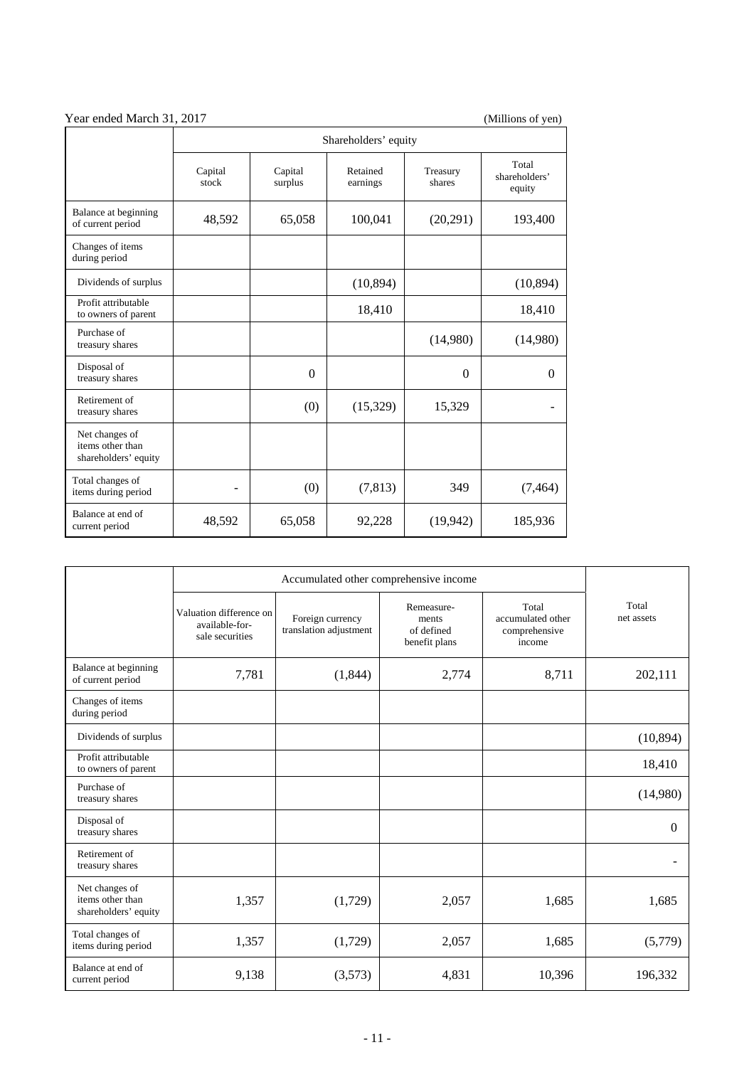Year ended March 31, 2017 (Millions of yen)

| | Shareholders' equity | | | | |
|---|---|---|---|---|---|
| | Capital stock | Capital surplus | Retained earnings | Treasury shares | Total shareholders' equity |
| Balance at beginning of current period | 48,592 | 65,058 | 100,041 | (20,291) | 193,400 |
| Changes of items during period | | | | | |
| Dividends of surplus | | | (10,894) | | (10,894) |
| Profit attributable to owners of parent | | | 18,410 | | 18,410 |
| Purchase of treasury shares | | | | (14,980) | (14,980) |
| Disposal of treasury shares | | 0 | | 0 | 0 |
| Retirement of treasury shares | | (0) | (15,329) | 15,329 | - |
| Net changes of items other than shareholders' equity | | | | | |
| Total changes of items during period | - | (0) | (7,813) | 349 | (7,464) |
| Balance at end of current period | 48,592 | 65,058 | 92,228 | (19,942) | 185,936 |

| | Accumulated other comprehensive income | | | | Total net assets |
|---|---|---|---|---|---|
| | Valuation difference on available-for-sale securities | Foreign currency translation adjustment | Remeasurements of defined benefit plans | Total accumulated other comprehensive income | |
| Balance at beginning of current period | 7,781 | (1,844) | 2,774 | 8,711 | 202,111 |
| Changes of items during period | | | | | |
| Dividends of surplus | | | | | (10,894) |
| Profit attributable to owners of parent | | | | | 18,410 |
| Purchase of treasury shares | | | | | (14,980) |
| Disposal of treasury shares | | | | | 0 |
| Retirement of treasury shares | | | | | - |
| Net changes of items other than shareholders' equity | 1,357 | (1,729) | 2,057 | 1,685 | 1,685 |
| Total changes of items during period | 1,357 | (1,729) | 2,057 | 1,685 | (5,779) |
| Balance at end of current period | 9,138 | (3,573) | 4,831 | 10,396 | 196,332 |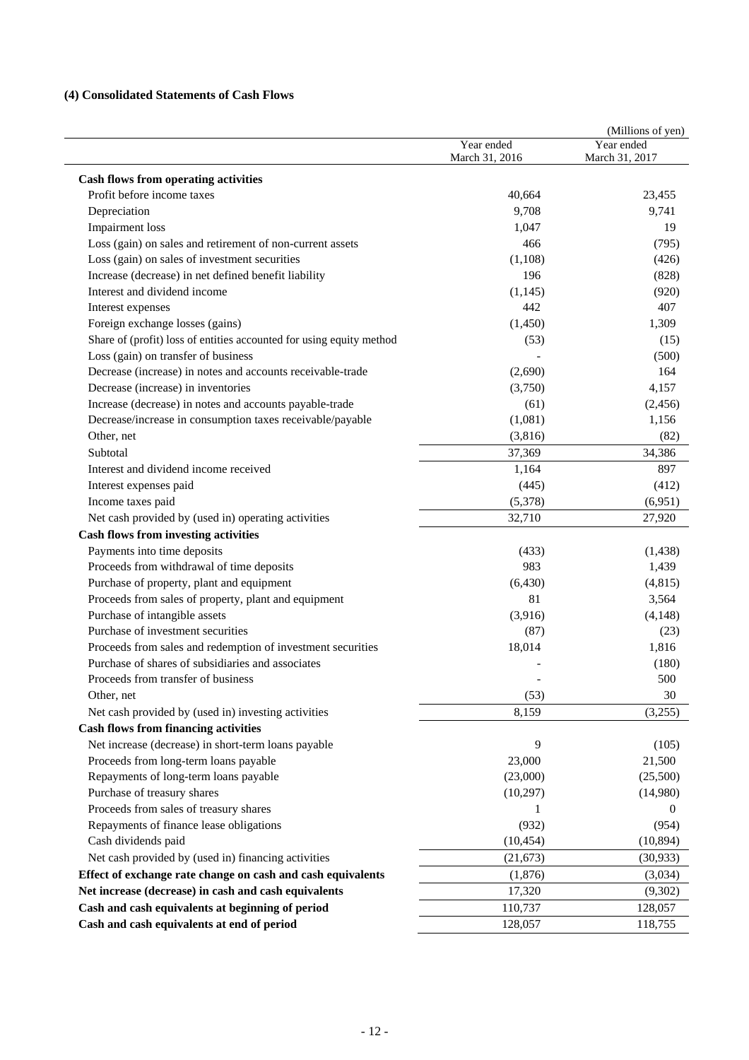### (4) Consolidated Statements of Cash Flows

(Millions of yen)

| | Year ended March 31, 2016 | Year ended March 31, 2017 |
|---|---|---|
| **Cash flows from operating activities** | | |
| Profit before income taxes | 40,664 | 23,455 |
| Depreciation | 9,708 | 9,741 |
| Impairment loss | 1,047 | 19 |
| Loss (gain) on sales and retirement of non-current assets | 466 | (795) |
| Loss (gain) on sales of investment securities | (1,108) | (426) |
| Increase (decrease) in net defined benefit liability | 196 | (828) |
| Interest and dividend income | (1,145) | (920) |
| Interest expenses | 442 | 407 |
| Foreign exchange losses (gains) | (1,450) | 1,309 |
| Share of (profit) loss of entities accounted for using equity method | (53) | (15) |
| Loss (gain) on transfer of business | - | (500) |
| Decrease (increase) in notes and accounts receivable-trade | (2,690) | 164 |
| Decrease (increase) in inventories | (3,750) | 4,157 |
| Increase (decrease) in notes and accounts payable-trade | (61) | (2,456) |
| Decrease/increase in consumption taxes receivable/payable | (1,081) | 1,156 |
| Other, net | (3,816) | (82) |
| Subtotal | 37,369 | 34,386 |
| Interest and dividend income received | 1,164 | 897 |
| Interest expenses paid | (445) | (412) |
| Income taxes paid | (5,378) | (6,951) |
| Net cash provided by (used in) operating activities | 32,710 | 27,920 |
| **Cash flows from investing activities** | | |
| Payments into time deposits | (433) | (1,438) |
| Proceeds from withdrawal of time deposits | 983 | 1,439 |
| Purchase of property, plant and equipment | (6,430) | (4,815) |
| Proceeds from sales of property, plant and equipment | 81 | 3,564 |
| Purchase of intangible assets | (3,916) | (4,148) |
| Purchase of investment securities | (87) | (23) |
| Proceeds from sales and redemption of investment securities | 18,014 | 1,816 |
| Purchase of shares of subsidiaries and associates | - | (180) |
| Proceeds from transfer of business | - | 500 |
| Other, net | (53) | 30 |
| Net cash provided by (used in) investing activities | 8,159 | (3,255) |
| **Cash flows from financing activities** | | |
| Net increase (decrease) in short-term loans payable | 9 | (105) |
| Proceeds from long-term loans payable | 23,000 | 21,500 |
| Repayments of long-term loans payable | (23,000) | (25,500) |
| Purchase of treasury shares | (10,297) | (14,980) |
| Proceeds from sales of treasury shares | 1 | 0 |
| Repayments of finance lease obligations | (932) | (954) |
| Cash dividends paid | (10,454) | (10,894) |
| Net cash provided by (used in) financing activities | (21,673) | (30,933) |
| **Effect of exchange rate change on cash and cash equivalents** | (1,876) | (3,034) |
| **Net increase (decrease) in cash and cash equivalents** | 17,320 | (9,302) |
| **Cash and cash equivalents at beginning of period** | 110,737 | 128,057 |
| **Cash and cash equivalents at end of period** | 128,057 | 118,755 |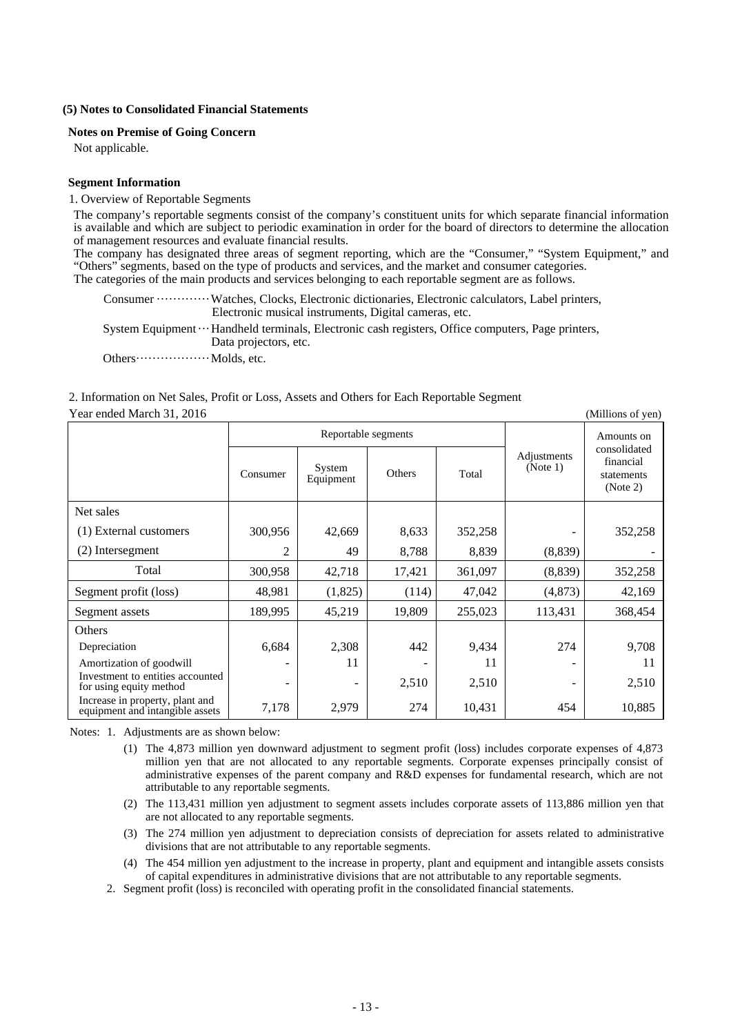### (5) Notes to Consolidated Financial Statements

#### Notes on Premise of Going Concern

Not applicable.

#### Segment Information

1. Overview of Reportable Segments

The company's reportable segments consist of the company's constituent units for which separate financial information is available and which are subject to periodic examination in order for the board of directors to determine the allocation of management resources and evaluate financial results.
The company has designated three areas of segment reporting, which are the "Consumer," "System Equipment," and "Others" segments, based on the type of products and services, and the market and consumer categories.
The categories of the main products and services belonging to each reportable segment are as follows.

Consumer ············ Watches, Clocks, Electronic dictionaries, Electronic calculators, Label printers, Electronic musical instruments, Digital cameras, etc.

System Equipment ··· Handheld terminals, Electronic cash registers, Office computers, Page printers, Data projectors, etc.

Others················· Molds, etc.

2. Information on Net Sales, Profit or Loss, Assets and Others for Each Reportable Segment

Year ended March 31, 2016 (Millions of yen)

| | Reportable segments | | | | Adjustments (Note 1) | Amounts on consolidated financial statements (Note 2) |
|---|---|---|---|---|---|---|
| | Consumer | System Equipment | Others | Total | | |
| Net sales | | | | | | |
| (1) External customers | 300,956 | 42,669 | 8,633 | 352,258 | - | 352,258 |
| (2) Intersegment | 2 | 49 | 8,788 | 8,839 | (8,839) | - |
| Total | 300,958 | 42,718 | 17,421 | 361,097 | (8,839) | 352,258 |
| Segment profit (loss) | 48,981 | (1,825) | (114) | 47,042 | (4,873) | 42,169 |
| Segment assets | 189,995 | 45,219 | 19,809 | 255,023 | 113,431 | 368,454 |
| Others | | | | | | |
| Depreciation | 6,684 | 2,308 | 442 | 9,434 | 274 | 9,708 |
| Amortization of goodwill | - | 11 | - | 11 | - | 11 |
| Investment to entities accounted for using equity method | - | - | 2,510 | 2,510 | - | 2,510 |
| Increase in property, plant and equipment and intangible assets | 7,178 | 2,979 | 274 | 10,431 | 454 | 10,885 |

Notes: 1. Adjustments are as shown below:

(1) The 4,873 million yen downward adjustment to segment profit (loss) includes corporate expenses of 4,873 million yen that are not allocated to any reportable segments. Corporate expenses principally consist of administrative expenses of the parent company and R&D expenses for fundamental research, which are not attributable to any reportable segments.

(2) The 113,431 million yen adjustment to segment assets includes corporate assets of 113,886 million yen that are not allocated to any reportable segments.

(3) The 274 million yen adjustment to depreciation consists of depreciation for assets related to administrative divisions that are not attributable to any reportable segments.

(4) The 454 million yen adjustment to the increase in property, plant and equipment and intangible assets consists of capital expenditures in administrative divisions that are not attributable to any reportable segments.

2. Segment profit (loss) is reconciled with operating profit in the consolidated financial statements.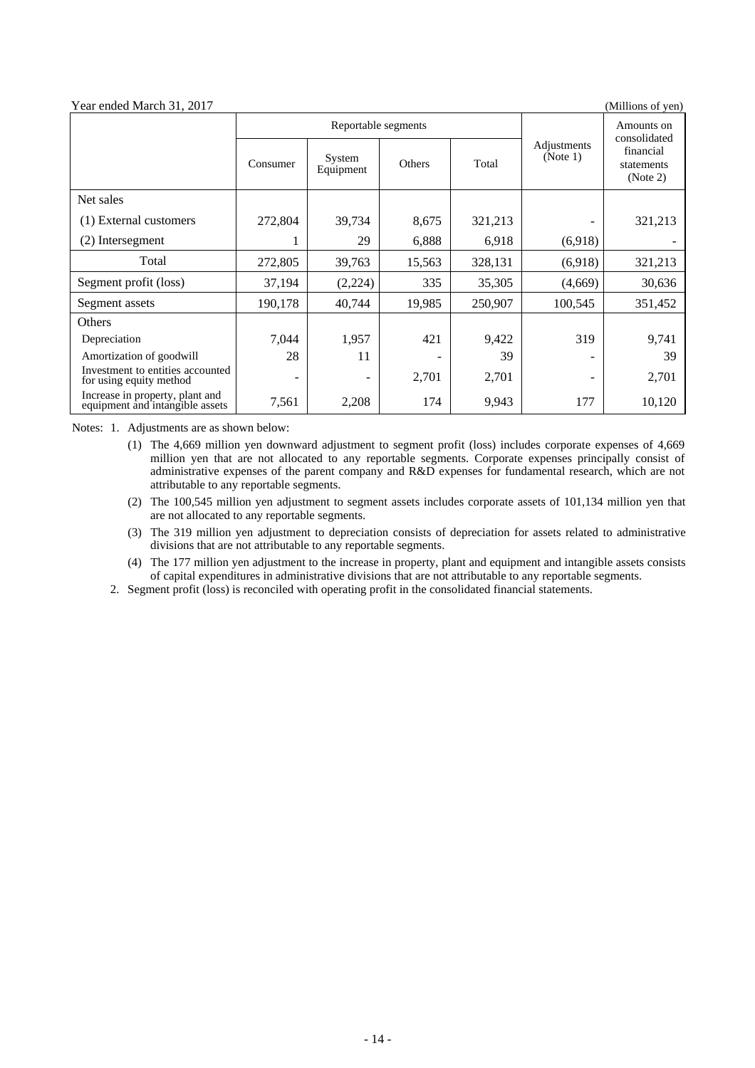Year ended March 31, 2017

(Millions of yen)

| | Reportable segments | | | | Adjustments (Note 1) | Amounts on consolidated financial statements (Note 2) |
|---|---|---|---|---|---|---|
| | Consumer | System Equipment | Others | Total | | |
| Net sales | | | | | | |
| (1) External customers | 272,804 | 39,734 | 8,675 | 321,213 | - | 321,213 |
| (2) Intersegment | 1 | 29 | 6,888 | 6,918 | (6,918) | - |
| Total | 272,805 | 39,763 | 15,563 | 328,131 | (6,918) | 321,213 |
| Segment profit (loss) | 37,194 | (2,224) | 335 | 35,305 | (4,669) | 30,636 |
| Segment assets | 190,178 | 40,744 | 19,985 | 250,907 | 100,545 | 351,452 |
| Others | | | | | | |
| Depreciation | 7,044 | 1,957 | 421 | 9,422 | 319 | 9,741 |
| Amortization of goodwill | 28 | 11 | - | 39 | - | 39 |
| Investment to entities accounted for using equity method | - | - | 2,701 | 2,701 | - | 2,701 |
| Increase in property, plant and equipment and intangible assets | 7,561 | 2,208 | 174 | 9,943 | 177 | 10,120 |

Notes: 1. Adjustments are as shown below:

(1) The 4,669 million yen downward adjustment to segment profit (loss) includes corporate expenses of 4,669 million yen that are not allocated to any reportable segments. Corporate expenses principally consist of administrative expenses of the parent company and R&D expenses for fundamental research, which are not attributable to any reportable segments.

(2) The 100,545 million yen adjustment to segment assets includes corporate assets of 101,134 million yen that are not allocated to any reportable segments.

(3) The 319 million yen adjustment to depreciation consists of depreciation for assets related to administrative divisions that are not attributable to any reportable segments.

(4) The 177 million yen adjustment to the increase in property, plant and equipment and intangible assets consists of capital expenditures in administrative divisions that are not attributable to any reportable segments.

2. Segment profit (loss) is reconciled with operating profit in the consolidated financial statements.